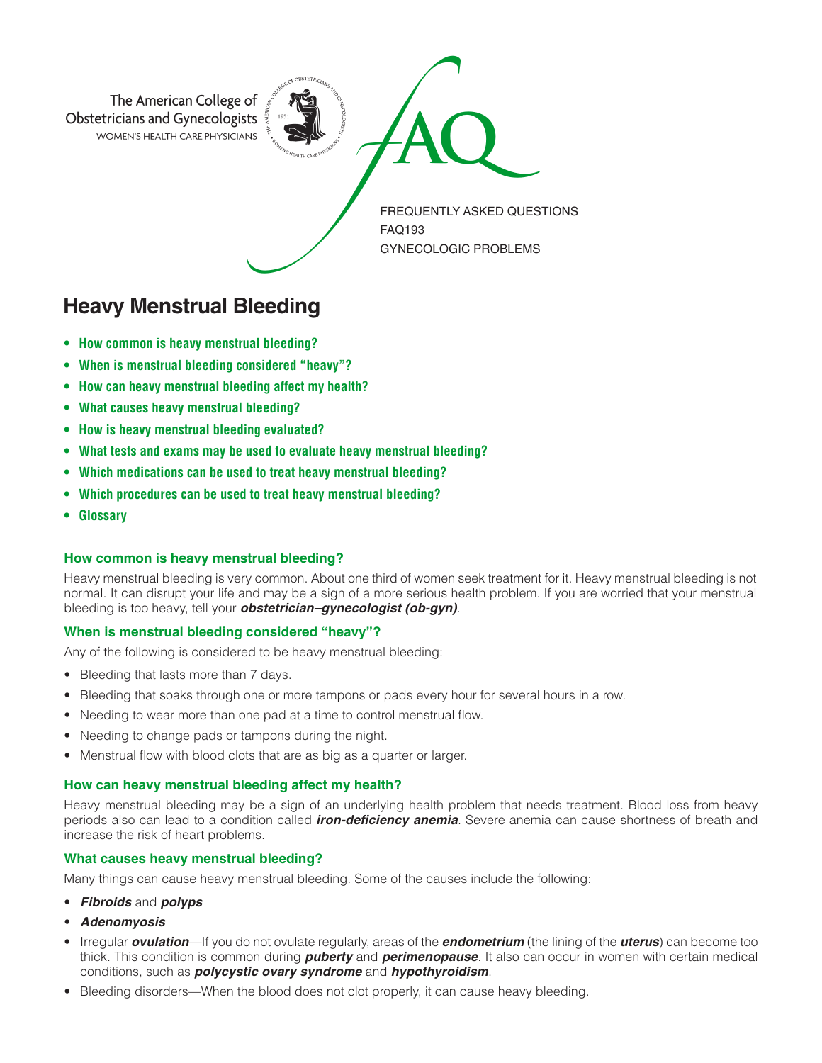The American College of Obstetricians and Gynecologists
WOMEN'S HEALTH CARE PHYSICIANS

FAQ

FREQUENTLY ASKED QUESTIONS
FAQ193
GYNECOLOGIC PROBLEMS

# Heavy Menstrual Bleeding

- **How common is heavy menstrual bleeding?**
- **When is menstrual bleeding considered "heavy"?**
- **How can heavy menstrual bleeding affect my health?**
- **What causes heavy menstrual bleeding?**
- **How is heavy menstrual bleeding evaluated?**
- **What tests and exams may be used to evaluate heavy menstrual bleeding?**
- **Which medications can be used to treat heavy menstrual bleeding?**
- **Which procedures can be used to treat heavy menstrual bleeding?**
- **Glossary**

### How common is heavy menstrual bleeding?

Heavy menstrual bleeding is very common. About one third of women seek treatment for it. Heavy menstrual bleeding is not normal. It can disrupt your life and may be a sign of a more serious health problem. If you are worried that your menstrual bleeding is too heavy, tell your ***obstetrician–gynecologist (ob-gyn)***.

### When is menstrual bleeding considered "heavy"?

Any of the following is considered to be heavy menstrual bleeding:

- Bleeding that lasts more than 7 days.
- Bleeding that soaks through one or more tampons or pads every hour for several hours in a row.
- Needing to wear more than one pad at a time to control menstrual flow.
- Needing to change pads or tampons during the night.
- Menstrual flow with blood clots that are as big as a quarter or larger.

### How can heavy menstrual bleeding affect my health?

Heavy menstrual bleeding may be a sign of an underlying health problem that needs treatment. Blood loss from heavy periods also can lead to a condition called ***iron-deficiency anemia***. Severe anemia can cause shortness of breath and increase the risk of heart problems.

### What causes heavy menstrual bleeding?

Many things can cause heavy menstrual bleeding. Some of the causes include the following:

- ***Fibroids*** and ***polyps***
- ***Adenomyosis***
- Irregular ***ovulation***—If you do not ovulate regularly, areas of the ***endometrium*** (the lining of the ***uterus***) can become too thick. This condition is common during ***puberty*** and ***perimenopause***. It also can occur in women with certain medical conditions, such as ***polycystic ovary syndrome*** and ***hypothyroidism***.
- Bleeding disorders—When the blood does not clot properly, it can cause heavy bleeding.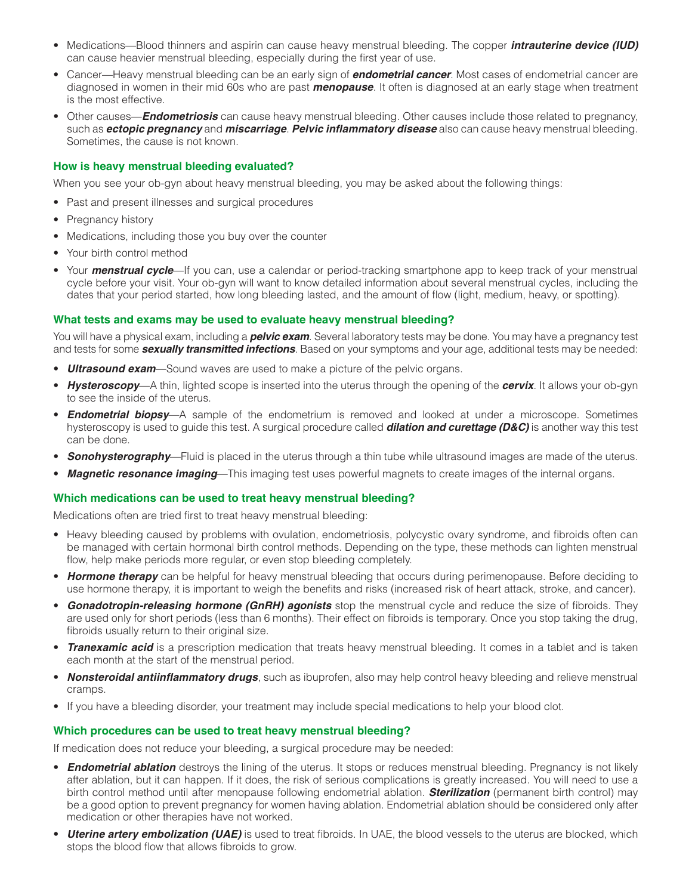- Medications—Blood thinners and aspirin can cause heavy menstrual bleeding. The copper ***intrauterine device (IUD)*** can cause heavier menstrual bleeding, especially during the first year of use.
- Cancer—Heavy menstrual bleeding can be an early sign of ***endometrial cancer***. Most cases of endometrial cancer are diagnosed in women in their mid 60s who are past ***menopause***. It often is diagnosed at an early stage when treatment is the most effective.
- Other causes—***Endometriosis*** can cause heavy menstrual bleeding. Other causes include those related to pregnancy, such as ***ectopic pregnancy*** and ***miscarriage***. ***Pelvic inflammatory disease*** also can cause heavy menstrual bleeding. Sometimes, the cause is not known.

## How is heavy menstrual bleeding evaluated?

When you see your ob-gyn about heavy menstrual bleeding, you may be asked about the following things:

- Past and present illnesses and surgical procedures
- Pregnancy history
- Medications, including those you buy over the counter
- Your birth control method
- Your ***menstrual cycle***—If you can, use a calendar or period-tracking smartphone app to keep track of your menstrual cycle before your visit. Your ob-gyn will want to know detailed information about several menstrual cycles, including the dates that your period started, how long bleeding lasted, and the amount of flow (light, medium, heavy, or spotting).

## What tests and exams may be used to evaluate heavy menstrual bleeding?

You will have a physical exam, including a ***pelvic exam***. Several laboratory tests may be done. You may have a pregnancy test and tests for some ***sexually transmitted infections***. Based on your symptoms and your age, additional tests may be needed:

- ***Ultrasound exam***—Sound waves are used to make a picture of the pelvic organs.
- ***Hysteroscopy***—A thin, lighted scope is inserted into the uterus through the opening of the ***cervix***. It allows your ob-gyn to see the inside of the uterus.
- ***Endometrial biopsy***—A sample of the endometrium is removed and looked at under a microscope. Sometimes hysteroscopy is used to guide this test. A surgical procedure called ***dilation and curettage (D&C)*** is another way this test can be done.
- ***Sonohysterography***—Fluid is placed in the uterus through a thin tube while ultrasound images are made of the uterus.
- ***Magnetic resonance imaging***—This imaging test uses powerful magnets to create images of the internal organs.

## Which medications can be used to treat heavy menstrual bleeding?

Medications often are tried first to treat heavy menstrual bleeding:

- Heavy bleeding caused by problems with ovulation, endometriosis, polycystic ovary syndrome, and fibroids often can be managed with certain hormonal birth control methods. Depending on the type, these methods can lighten menstrual flow, help make periods more regular, or even stop bleeding completely.
- ***Hormone therapy*** can be helpful for heavy menstrual bleeding that occurs during perimenopause. Before deciding to use hormone therapy, it is important to weigh the benefits and risks (increased risk of heart attack, stroke, and cancer).
- ***Gonadotropin-releasing hormone (GnRH) agonists*** stop the menstrual cycle and reduce the size of fibroids. They are used only for short periods (less than 6 months). Their effect on fibroids is temporary. Once you stop taking the drug, fibroids usually return to their original size.
- ***Tranexamic acid*** is a prescription medication that treats heavy menstrual bleeding. It comes in a tablet and is taken each month at the start of the menstrual period.
- ***Nonsteroidal antiinflammatory drugs***, such as ibuprofen, also may help control heavy bleeding and relieve menstrual cramps.
- If you have a bleeding disorder, your treatment may include special medications to help your blood clot.

## Which procedures can be used to treat heavy menstrual bleeding?

If medication does not reduce your bleeding, a surgical procedure may be needed:

- ***Endometrial ablation*** destroys the lining of the uterus. It stops or reduces menstrual bleeding. Pregnancy is not likely after ablation, but it can happen. If it does, the risk of serious complications is greatly increased. You will need to use a birth control method until after menopause following endometrial ablation. ***Sterilization*** (permanent birth control) may be a good option to prevent pregnancy for women having ablation. Endometrial ablation should be considered only after medication or other therapies have not worked.
- ***Uterine artery embolization (UAE)*** is used to treat fibroids. In UAE, the blood vessels to the uterus are blocked, which stops the blood flow that allows fibroids to grow.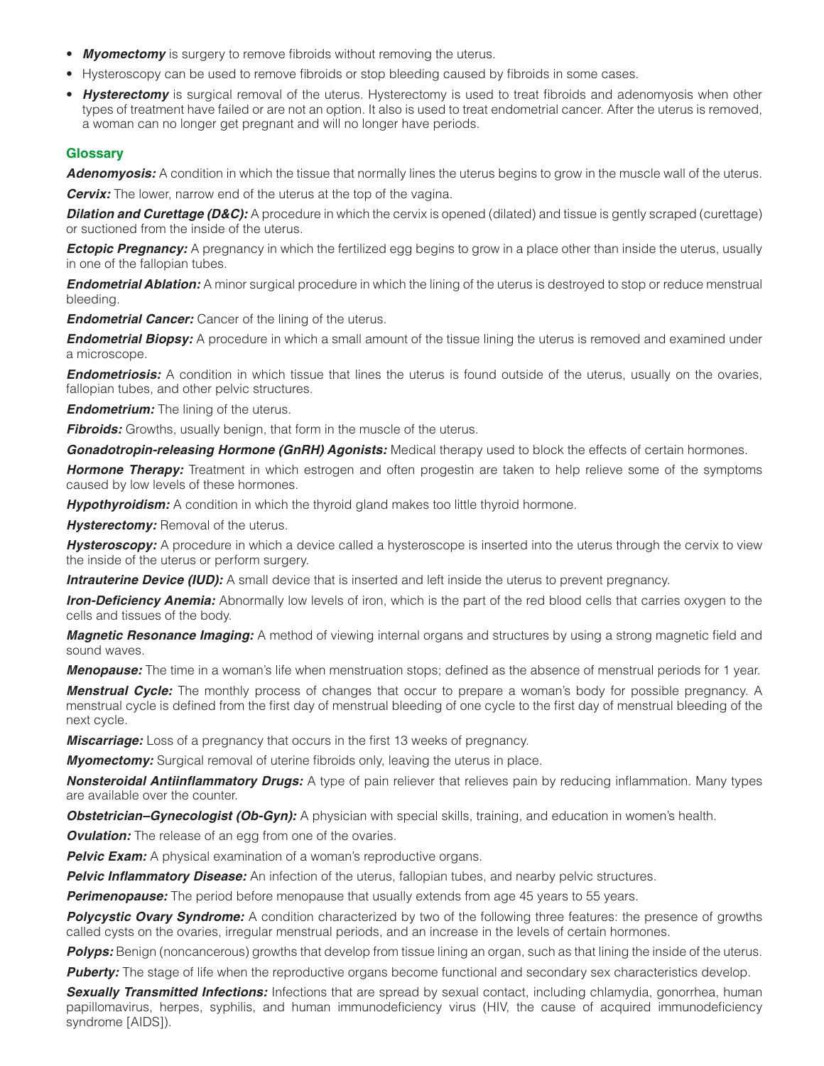- ***Myomectomy*** is surgery to remove fibroids without removing the uterus.
- Hysteroscopy can be used to remove fibroids or stop bleeding caused by fibroids in some cases.
- ***Hysterectomy*** is surgical removal of the uterus. Hysterectomy is used to treat fibroids and adenomyosis when other types of treatment have failed or are not an option. It also is used to treat endometrial cancer. After the uterus is removed, a woman can no longer get pregnant and will no longer have periods.

## Glossary

***Adenomyosis:*** A condition in which the tissue that normally lines the uterus begins to grow in the muscle wall of the uterus.

***Cervix:*** The lower, narrow end of the uterus at the top of the vagina.

***Dilation and Curettage (D&C):*** A procedure in which the cervix is opened (dilated) and tissue is gently scraped (curettage) or suctioned from the inside of the uterus.

***Ectopic Pregnancy:*** A pregnancy in which the fertilized egg begins to grow in a place other than inside the uterus, usually in one of the fallopian tubes.

***Endometrial Ablation:*** A minor surgical procedure in which the lining of the uterus is destroyed to stop or reduce menstrual bleeding.

***Endometrial Cancer:*** Cancer of the lining of the uterus.

***Endometrial Biopsy:*** A procedure in which a small amount of the tissue lining the uterus is removed and examined under a microscope.

***Endometriosis:*** A condition in which tissue that lines the uterus is found outside of the uterus, usually on the ovaries, fallopian tubes, and other pelvic structures.

***Endometrium:*** The lining of the uterus.

***Fibroids:*** Growths, usually benign, that form in the muscle of the uterus.

***Gonadotropin-releasing Hormone (GnRH) Agonists:*** Medical therapy used to block the effects of certain hormones.

***Hormone Therapy:*** Treatment in which estrogen and often progestin are taken to help relieve some of the symptoms caused by low levels of these hormones.

***Hypothyroidism:*** A condition in which the thyroid gland makes too little thyroid hormone.

***Hysterectomy:*** Removal of the uterus.

***Hysteroscopy:*** A procedure in which a device called a hysteroscope is inserted into the uterus through the cervix to view the inside of the uterus or perform surgery.

***Intrauterine Device (IUD):*** A small device that is inserted and left inside the uterus to prevent pregnancy.

***Iron-Deficiency Anemia:*** Abnormally low levels of iron, which is the part of the red blood cells that carries oxygen to the cells and tissues of the body.

***Magnetic Resonance Imaging:*** A method of viewing internal organs and structures by using a strong magnetic field and sound waves.

***Menopause:*** The time in a woman's life when menstruation stops; defined as the absence of menstrual periods for 1 year.

***Menstrual Cycle:*** The monthly process of changes that occur to prepare a woman's body for possible pregnancy. A menstrual cycle is defined from the first day of menstrual bleeding of one cycle to the first day of menstrual bleeding of the next cycle.

***Miscarriage:*** Loss of a pregnancy that occurs in the first 13 weeks of pregnancy.

***Myomectomy:*** Surgical removal of uterine fibroids only, leaving the uterus in place.

***Nonsteroidal Antiinflammatory Drugs:*** A type of pain reliever that relieves pain by reducing inflammation. Many types are available over the counter.

***Obstetrician–Gynecologist (Ob-Gyn):*** A physician with special skills, training, and education in women's health.

***Ovulation:*** The release of an egg from one of the ovaries.

***Pelvic Exam:*** A physical examination of a woman's reproductive organs.

***Pelvic Inflammatory Disease:*** An infection of the uterus, fallopian tubes, and nearby pelvic structures.

***Perimenopause:*** The period before menopause that usually extends from age 45 years to 55 years.

***Polycystic Ovary Syndrome:*** A condition characterized by two of the following three features: the presence of growths called cysts on the ovaries, irregular menstrual periods, and an increase in the levels of certain hormones.

***Polyps:*** Benign (noncancerous) growths that develop from tissue lining an organ, such as that lining the inside of the uterus.

***Puberty:*** The stage of life when the reproductive organs become functional and secondary sex characteristics develop.

***Sexually Transmitted Infections:*** Infections that are spread by sexual contact, including chlamydia, gonorrhea, human papillomavirus, herpes, syphilis, and human immunodeficiency virus (HIV, the cause of acquired immunodeficiency syndrome [AIDS]).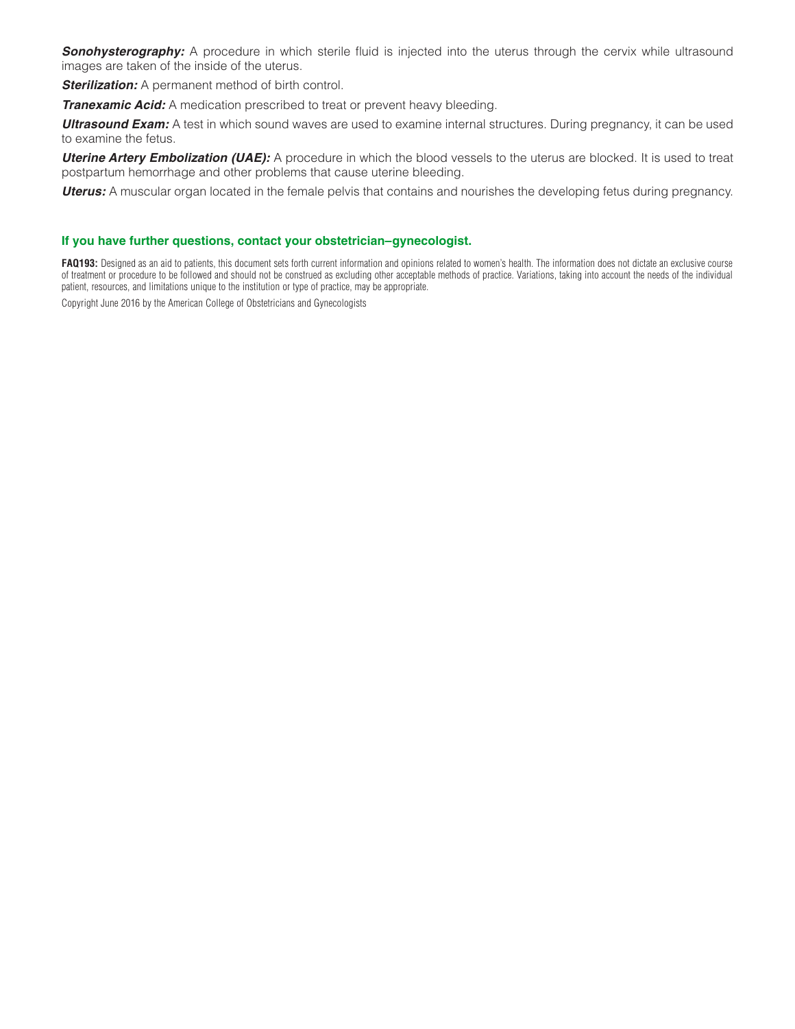***Sonohysterography:*** A procedure in which sterile fluid is injected into the uterus through the cervix while ultrasound images are taken of the inside of the uterus.

***Sterilization:*** A permanent method of birth control.

***Tranexamic Acid:*** A medication prescribed to treat or prevent heavy bleeding.

***Ultrasound Exam:*** A test in which sound waves are used to examine internal structures. During pregnancy, it can be used to examine the fetus.

***Uterine Artery Embolization (UAE):*** A procedure in which the blood vessels to the uterus are blocked. It is used to treat postpartum hemorrhage and other problems that cause uterine bleeding.

***Uterus:*** A muscular organ located in the female pelvis that contains and nourishes the developing fetus during pregnancy.

**If you have further questions, contact your obstetrician–gynecologist.**

**FAQ193:** Designed as an aid to patients, this document sets forth current information and opinions related to women's health. The information does not dictate an exclusive course of treatment or procedure to be followed and should not be construed as excluding other acceptable methods of practice. Variations, taking into account the needs of the individual patient, resources, and limitations unique to the institution or type of practice, may be appropriate.

Copyright June 2016 by the American College of Obstetricians and Gynecologists